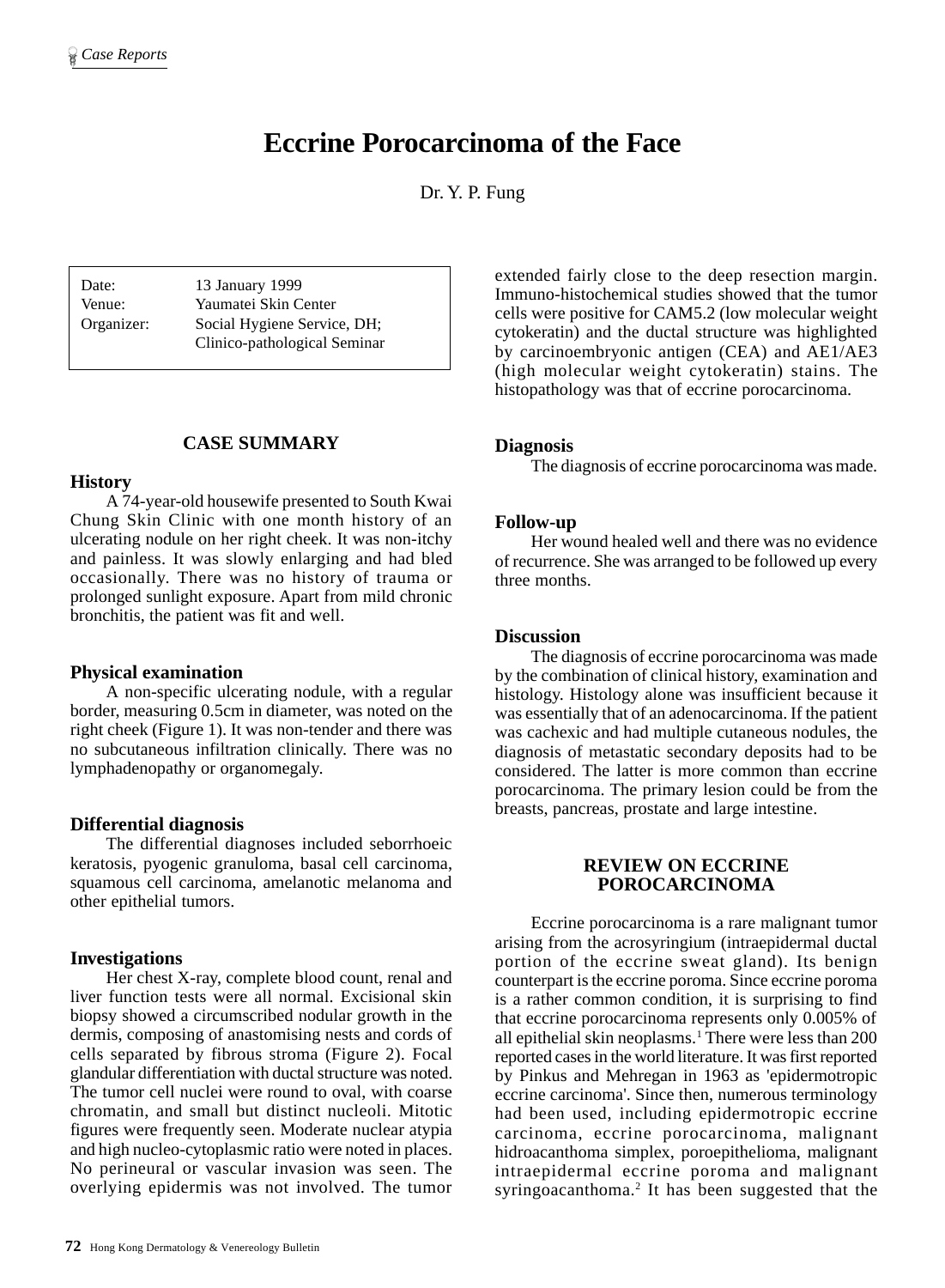# Eccrine Porocarcinoma of the Face

Dr. Y. P. Fung

| | |
|---|---|
| Date: | 13 January 1999 |
| Venue: | Yaumatei Skin Center |
| Organizer: | Social Hygiene Service, DH; Clinico-pathological Seminar |

## CASE SUMMARY

### History

A 74-year-old housewife presented to South Kwai Chung Skin Clinic with one month history of an ulcerating nodule on her right cheek. It was non-itchy and painless. It was slowly enlarging and had bled occasionally. There was no history of trauma or prolonged sunlight exposure. Apart from mild chronic bronchitis, the patient was fit and well.

### Physical examination

A non-specific ulcerating nodule, with a regular border, measuring 0.5cm in diameter, was noted on the right cheek (Figure 1). It was non-tender and there was no subcutaneous infiltration clinically. There was no lymphadenopathy or organomegaly.

### Differential diagnosis

The differential diagnoses included seborrhoeic keratosis, pyogenic granuloma, basal cell carcinoma, squamous cell carcinoma, amelanotic melanoma and other epithelial tumors.

### Investigations

Her chest X-ray, complete blood count, renal and liver function tests were all normal. Excisional skin biopsy showed a circumscribed nodular growth in the dermis, composing of anastomising nests and cords of cells separated by fibrous stroma (Figure 2). Focal glandular differentiation with ductal structure was noted. The tumor cell nuclei were round to oval, with coarse chromatin, and small but distinct nucleoli. Mitotic figures were frequently seen. Moderate nuclear atypia and high nucleo-cytoplasmic ratio were noted in places. No perineural or vascular invasion was seen. The overlying epidermis was not involved. The tumor extended fairly close to the deep resection margin. Immuno-histochemical studies showed that the tumor cells were positive for CAM5.2 (low molecular weight cytokeratin) and the ductal structure was highlighted by carcinoembryonic antigen (CEA) and AE1/AE3 (high molecular weight cytokeratin) stains. The histopathology was that of eccrine porocarcinoma.

### Diagnosis

The diagnosis of eccrine porocarcinoma was made.

### Follow-up

Her wound healed well and there was no evidence of recurrence. She was arranged to be followed up every three months.

### Discussion

The diagnosis of eccrine porocarcinoma was made by the combination of clinical history, examination and histology. Histology alone was insufficient because it was essentially that of an adenocarcinoma. If the patient was cachexic and had multiple cutaneous nodules, the diagnosis of metastatic secondary deposits had to be considered. The latter is more common than eccrine porocarcinoma. The primary lesion could be from the breasts, pancreas, prostate and large intestine.

## REVIEW ON ECCRINE POROCARCINOMA

Eccrine porocarcinoma is a rare malignant tumor arising from the acrosyringium (intraepidermal ductal portion of the eccrine sweat gland). Its benign counterpart is the eccrine poroma. Since eccrine poroma is a rather common condition, it is surprising to find that eccrine porocarcinoma represents only 0.005% of all epithelial skin neoplasms.[1] There were less than 200 reported cases in the world literature. It was first reported by Pinkus and Mehregan in 1963 as 'epidermotropic eccrine carcinoma'. Since then, numerous terminology had been used, including epidermotropic eccrine carcinoma, eccrine porocarcinoma, malignant hidroacanthoma simplex, poroepithelioma, malignant intraepidermal eccrine poroma and malignant syringoacanthoma.[2] It has been suggested that the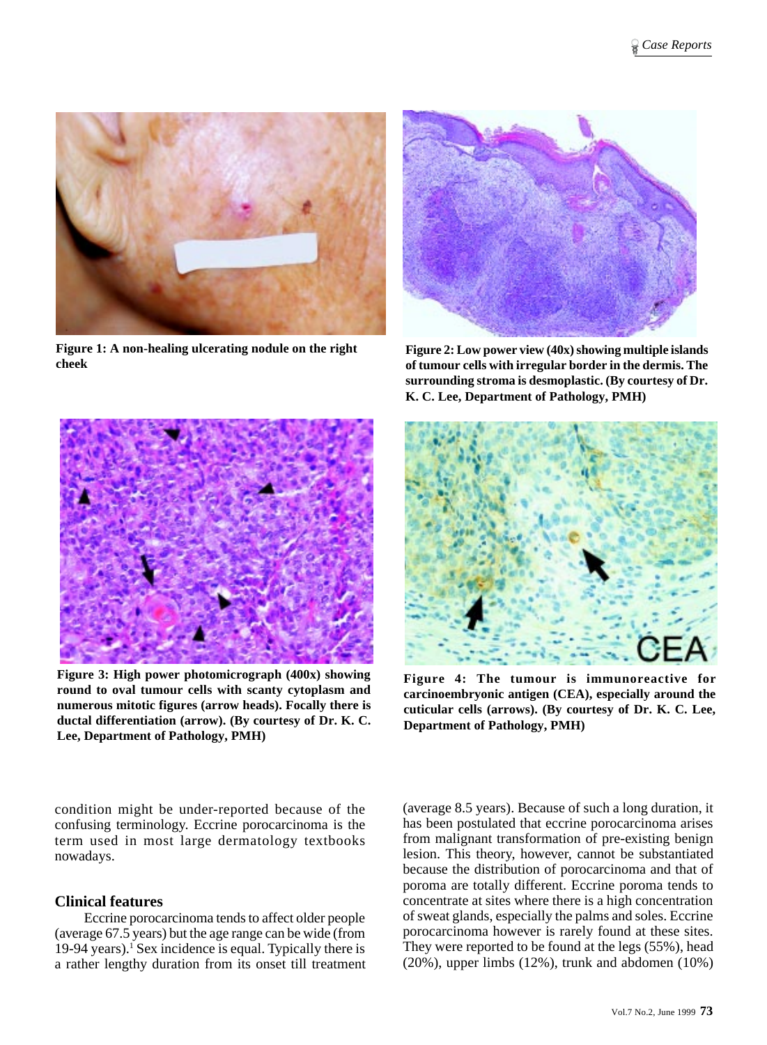Figure 1: A non-healing ulcerating nodule on the right cheek

Figure 2: Low power view (40x) showing multiple islands of tumour cells with irregular border in the dermis. The surrounding stroma is desmoplastic. (By courtesy of Dr. K. C. Lee, Department of Pathology, PMH)

Figure 3: High power photomicrograph (400x) showing round to oval tumour cells with scanty cytoplasm and numerous mitotic figures (arrow heads). Focally there is ductal differentiation (arrow). (By courtesy of Dr. K. C. Lee, Department of Pathology, PMH)

Figure 4: The tumour is immunoreactive for carcinoembryonic antigen (CEA), especially around the cuticular cells (arrows). (By courtesy of Dr. K. C. Lee, Department of Pathology, PMH)

condition might be under-reported because of the confusing terminology. Eccrine porocarcinoma is the term used in most large dermatology textbooks nowadays.

## Clinical features

Eccrine porocarcinoma tends to affect older people (average 67.5 years) but the age range can be wide (from 19-94 years).[1] Sex incidence is equal. Typically there is a rather lengthy duration from its onset till treatment (average 8.5 years). Because of such a long duration, it has been postulated that eccrine porocarcinoma arises from malignant transformation of pre-existing benign lesion. This theory, however, cannot be substantiated because the distribution of porocarcinoma and that of poroma are totally different. Eccrine poroma tends to concentrate at sites where there is a high concentration of sweat glands, especially the palms and soles. Eccrine porocarcinoma however is rarely found at these sites. They were reported to be found at the legs (55%), head (20%), upper limbs (12%), trunk and abdomen (10%)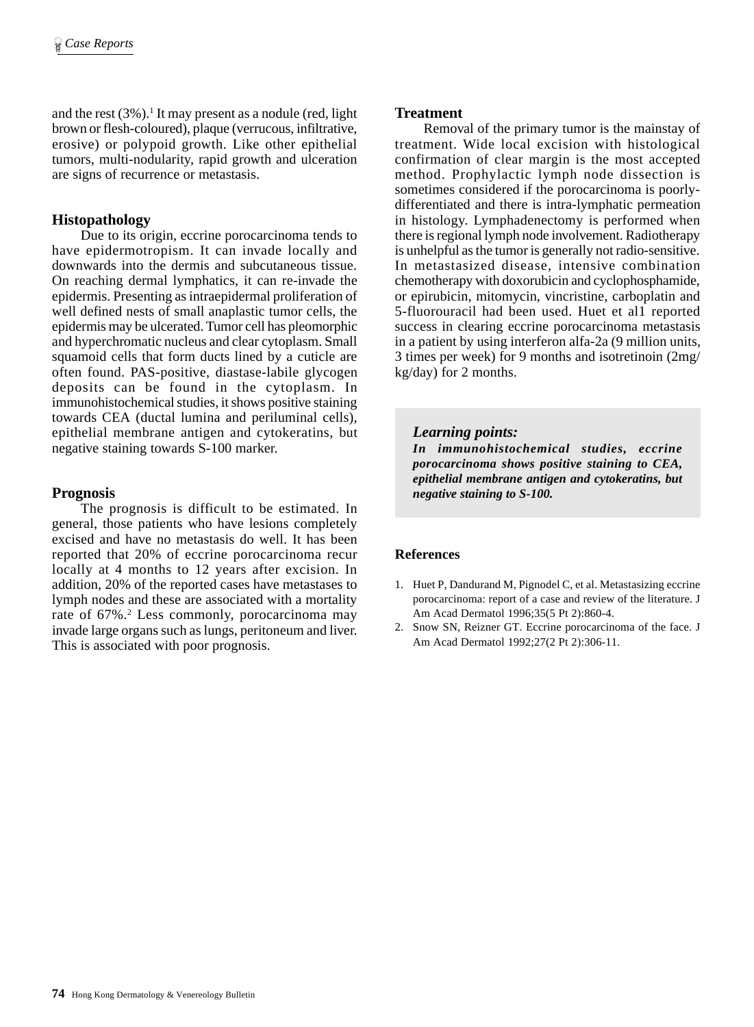and the rest (3%).[1] It may present as a nodule (red, light brown or flesh-coloured), plaque (verrucous, infiltrative, erosive) or polypoid growth. Like other epithelial tumors, multi-nodularity, rapid growth and ulceration are signs of recurrence or metastasis.

## Histopathology

Due to its origin, eccrine porocarcinoma tends to have epidermotropism. It can invade locally and downwards into the dermis and subcutaneous tissue. On reaching dermal lymphatics, it can re-invade the epidermis. Presenting as intraepidermal proliferation of well defined nests of small anaplastic tumor cells, the epidermis may be ulcerated. Tumor cell has pleomorphic and hyperchromatic nucleus and clear cytoplasm. Small squamoid cells that form ducts lined by a cuticle are often found. PAS-positive, diastase-labile glycogen deposits can be found in the cytoplasm. In immunohistochemical studies, it shows positive staining towards CEA (ductal lumina and periluminal cells), epithelial membrane antigen and cytokeratins, but negative staining towards S-100 marker.

## Prognosis

The prognosis is difficult to be estimated. In general, those patients who have lesions completely excised and have no metastasis do well. It has been reported that 20% of eccrine porocarcinoma recur locally at 4 months to 12 years after excision. In addition, 20% of the reported cases have metastases to lymph nodes and these are associated with a mortality rate of 67%.[2] Less commonly, porocarcinoma may invade large organs such as lungs, peritoneum and liver. This is associated with poor prognosis.

## Treatment

Removal of the primary tumor is the mainstay of treatment. Wide local excision with histological confirmation of clear margin is the most accepted method. Prophylactic lymph node dissection is sometimes considered if the porocarcinoma is poorly-differentiated and there is intra-lymphatic permeation in histology. Lymphadenectomy is performed when there is regional lymph node involvement. Radiotherapy is unhelpful as the tumor is generally not radio-sensitive. In metastasized disease, intensive combination chemotherapy with doxorubicin and cyclophosphamide, or epirubicin, mitomycin, vincristine, carboplatin and 5-fluorouracil had been used. Huet et al1 reported success in clearing eccrine porocarcinoma metastasis in a patient by using interferon alfa-2a (9 million units, 3 times per week) for 9 months and isotretinoin (2mg/kg/day) for 2 months.

> ***Learning points:***
> ***In immunohistochemical studies, eccrine porocarcinoma shows positive staining to CEA, epithelial membrane antigen and cytokeratins, but negative staining to S-100.***

## References

1. Huet P, Dandurand M, Pignodel C, et al. Metastasizing eccrine porocarcinoma: report of a case and review of the literature. J Am Acad Dermatol 1996;35(5 Pt 2):860-4.
2. Snow SN, Reizner GT. Eccrine porocarcinoma of the face. J Am Acad Dermatol 1992;27(2 Pt 2):306-11.